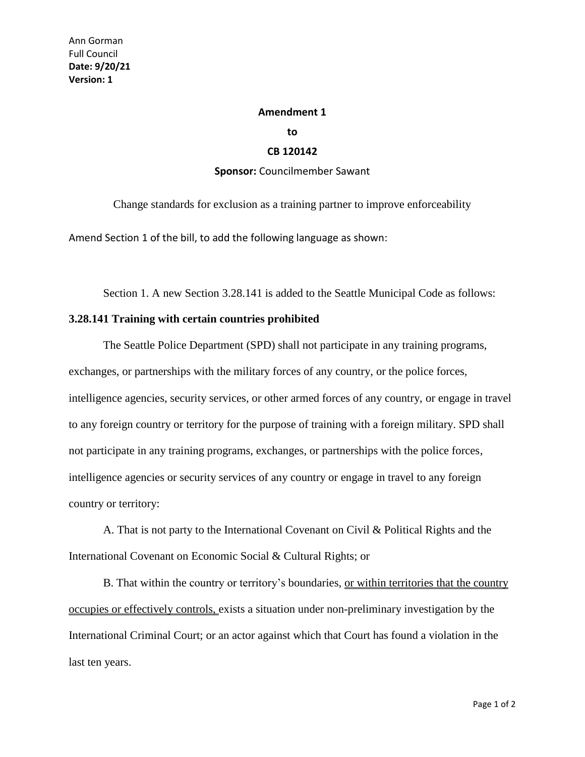Ann Gorman
Full Council
**Date: 9/20/21**
**Version: 1**

**Amendment 1**

**to**

**CB 120142**

**Sponsor:** Councilmember Sawant

Change standards for exclusion as a training partner to improve enforceability

Amend Section 1 of the bill, to add the following language as shown:

Section 1. A new Section 3.28.141 is added to the Seattle Municipal Code as follows:

**3.28.141 Training with certain countries prohibited**

The Seattle Police Department (SPD) shall not participate in any training programs, exchanges, or partnerships with the military forces of any country, or the police forces, intelligence agencies, security services, or other armed forces of any country, or engage in travel to any foreign country or territory for the purpose of training with a foreign military. SPD shall not participate in any training programs, exchanges, or partnerships with the police forces, intelligence agencies or security services of any country or engage in travel to any foreign country or territory:

A. That is not party to the International Covenant on Civil & Political Rights and the International Covenant on Economic Social & Cultural Rights; or

B. That within the country or territory's boundaries, <u>or within territories that the country occupies or effectively controls,</u> exists a situation under non-preliminary investigation by the International Criminal Court; or an actor against which that Court has found a violation in the last ten years.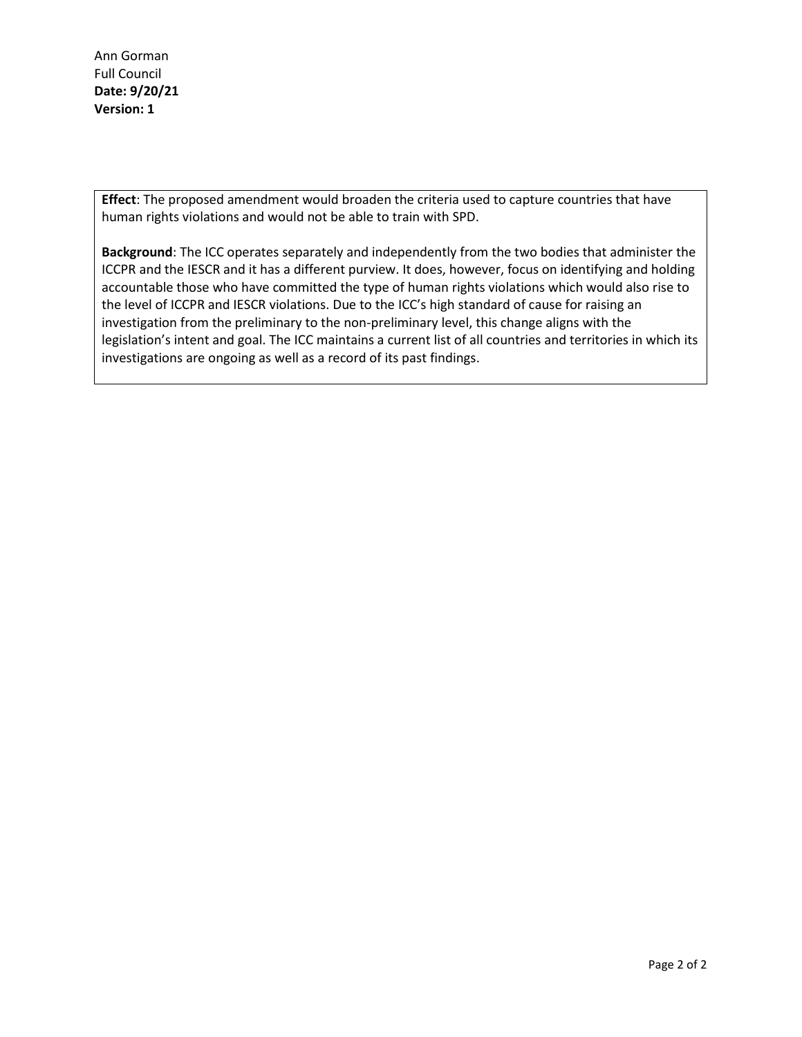Ann Gorman
Full Council
**Date: 9/20/21**
**Version: 1**

**Effect**: The proposed amendment would broaden the criteria used to capture countries that have human rights violations and would not be able to train with SPD.

**Background**: The ICC operates separately and independently from the two bodies that administer the ICCPR and the IESCR and it has a different purview. It does, however, focus on identifying and holding accountable those who have committed the type of human rights violations which would also rise to the level of ICCPR and IESCR violations. Due to the ICC's high standard of cause for raising an investigation from the preliminary to the non-preliminary level, this change aligns with the legislation's intent and goal. The ICC maintains a current list of all countries and territories in which its investigations are ongoing as well as a record of its past findings.